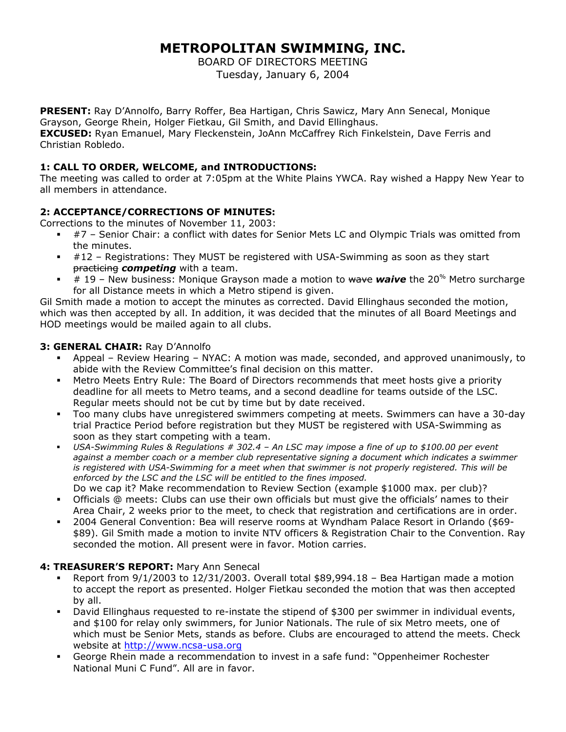# METROPOLITAN SWIMMING, INC.

BOARD OF DIRECTORS MEETING
Tuesday, January 6, 2004

**PRESENT:** Ray D'Annolfo, Barry Roffer, Bea Hartigan, Chris Sawicz, Mary Ann Senecal, Monique Grayson, George Rhein, Holger Fietkau, Gil Smith, and David Ellinghaus.
**EXCUSED:** Ryan Emanuel, Mary Fleckenstein, JoAnn McCaffrey Rich Finkelstein, Dave Ferris and Christian Robledo.

### 1: CALL TO ORDER, WELCOME, and INTRODUCTIONS:

The meeting was called to order at 7:05pm at the White Plains YWCA. Ray wished a Happy New Year to all members in attendance.

### 2: ACCEPTANCE/CORRECTIONS OF MINUTES:

Corrections to the minutes of November 11, 2003:

- #7 – Senior Chair: a conflict with dates for Senior Mets LC and Olympic Trials was omitted from the minutes.
- #12 – Registrations: They MUST be registered with USA-Swimming as soon as they start ~~practicing~~ ***competing*** with a team.
- # 19 – New business: Monique Grayson made a motion to ~~wave~~ ***waive*** the 20% Metro surcharge for all Distance meets in which a Metro stipend is given.

Gil Smith made a motion to accept the minutes as corrected. David Ellinghaus seconded the motion, which was then accepted by all. In addition, it was decided that the minutes of all Board Meetings and HOD meetings would be mailed again to all clubs.

### 3: GENERAL CHAIR: Ray D'Annolfo

- Appeal – Review Hearing – NYAC: A motion was made, seconded, and approved unanimously, to abide with the Review Committee's final decision on this matter.
- Metro Meets Entry Rule: The Board of Directors recommends that meet hosts give a priority deadline for all meets to Metro teams, and a second deadline for teams outside of the LSC. Regular meets should not be cut by time but by date received.
- Too many clubs have unregistered swimmers competing at meets. Swimmers can have a 30-day trial Practice Period before registration but they MUST be registered with USA-Swimming as soon as they start competing with a team.
- *USA-Swimming Rules & Regulations # 302.4 – An LSC may impose a fine of up to $100.00 per event against a member coach or a member club representative signing a document which indicates a swimmer is registered with USA-Swimming for a meet when that swimmer is not properly registered. This will be enforced by the LSC and the LSC will be entitled to the fines imposed.*
  Do we cap it? Make recommendation to Review Section (example $1000 max. per club)?
- Officials @ meets: Clubs can use their own officials but must give the officials' names to their Area Chair, 2 weeks prior to the meet, to check that registration and certifications are in order.
- 2004 General Convention: Bea will reserve rooms at Wyndham Palace Resort in Orlando ($69-$89). Gil Smith made a motion to invite NTV officers & Registration Chair to the Convention. Ray seconded the motion. All present were in favor. Motion carries.

### 4: TREASURER'S REPORT: Mary Ann Senecal

- Report from 9/1/2003 to 12/31/2003. Overall total $89,994.18 – Bea Hartigan made a motion to accept the report as presented. Holger Fietkau seconded the motion that was then accepted by all.
- David Ellinghaus requested to re-instate the stipend of $300 per swimmer in individual events, and $100 for relay only swimmers, for Junior Nationals. The rule of six Metro meets, one of which must be Senior Mets, stands as before. Clubs are encouraged to attend the meets. Check website at http://www.ncsa-usa.org
- George Rhein made a recommendation to invest in a safe fund: "Oppenheimer Rochester National Muni C Fund". All are in favor.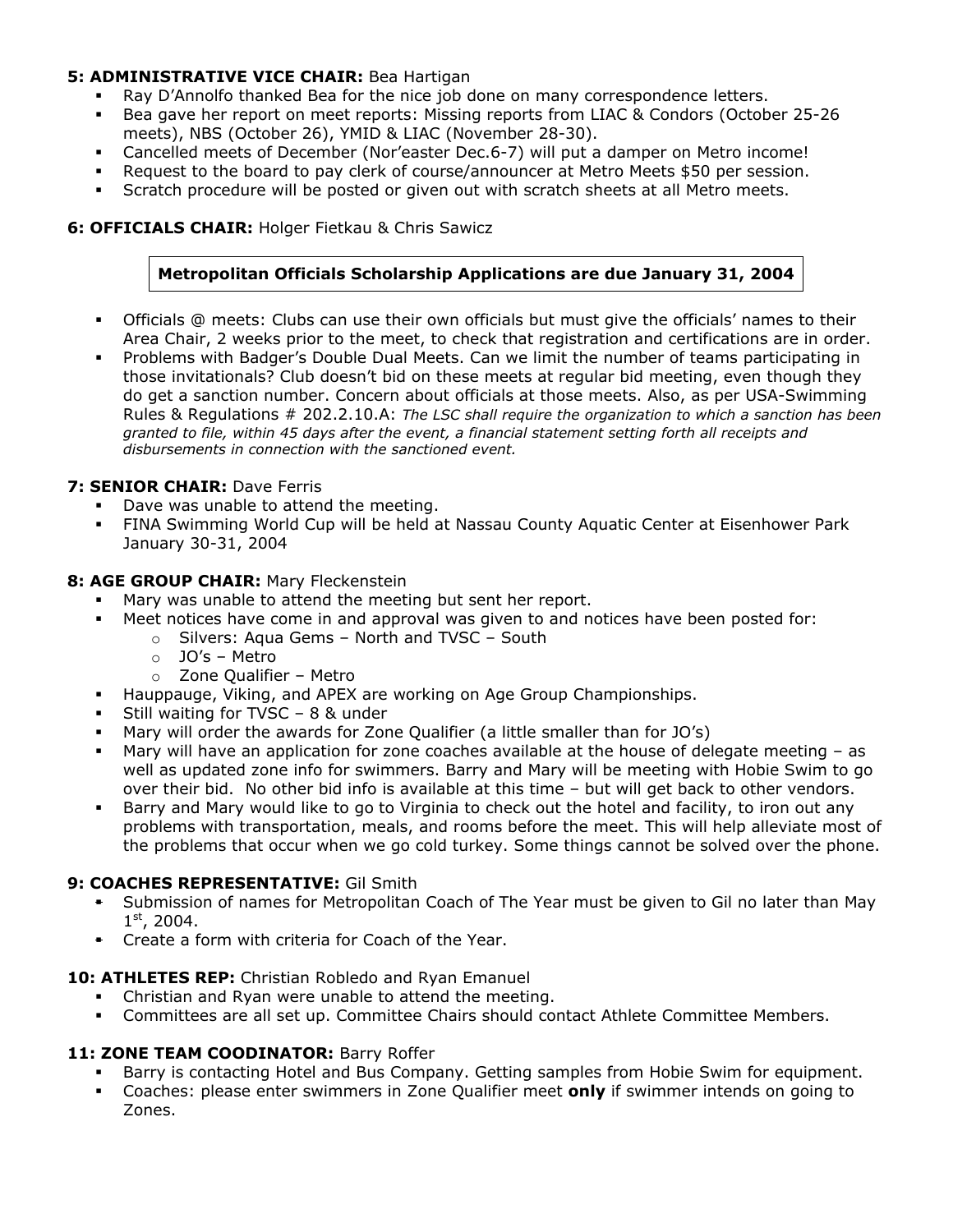**5: ADMINISTRATIVE VICE CHAIR:** Bea Hartigan

- Ray D'Annolfo thanked Bea for the nice job done on many correspondence letters.
- Bea gave her report on meet reports: Missing reports from LIAC & Condors (October 25-26 meets), NBS (October 26), YMID & LIAC (November 28-30).
- Cancelled meets of December (Nor'easter Dec.6-7) will put a damper on Metro income!
- Request to the board to pay clerk of course/announcer at Metro Meets $50 per session.
- Scratch procedure will be posted or given out with scratch sheets at all Metro meets.

**6: OFFICIALS CHAIR:** Holger Fietkau & Chris Sawicz

**Metropolitan Officials Scholarship Applications are due January 31, 2004**

- Officials @ meets: Clubs can use their own officials but must give the officials' names to their Area Chair, 2 weeks prior to the meet, to check that registration and certifications are in order.
- Problems with Badger's Double Dual Meets. Can we limit the number of teams participating in those invitationals? Club doesn't bid on these meets at regular bid meeting, even though they do get a sanction number. Concern about officials at those meets. Also, as per USA-Swimming Rules & Regulations # 202.2.10.A: *The LSC shall require the organization to which a sanction has been granted to file, within 45 days after the event, a financial statement setting forth all receipts and disbursements in connection with the sanctioned event.*

**7: SENIOR CHAIR:** Dave Ferris

- Dave was unable to attend the meeting.
- FINA Swimming World Cup will be held at Nassau County Aquatic Center at Eisenhower Park January 30-31, 2004

**8: AGE GROUP CHAIR:** Mary Fleckenstein

- Mary was unable to attend the meeting but sent her report.
- Meet notices have come in and approval was given to and notices have been posted for:
  - Silvers: Aqua Gems – North and TVSC – South
  - JO's – Metro
  - Zone Qualifier – Metro
- Hauppauge, Viking, and APEX are working on Age Group Championships.
- Still waiting for TVSC – 8 & under
- Mary will order the awards for Zone Qualifier (a little smaller than for JO's)
- Mary will have an application for zone coaches available at the house of delegate meeting – as well as updated zone info for swimmers. Barry and Mary will be meeting with Hobie Swim to go over their bid. No other bid info is available at this time – but will get back to other vendors.
- Barry and Mary would like to go to Virginia to check out the hotel and facility, to iron out any problems with transportation, meals, and rooms before the meet. This will help alleviate most of the problems that occur when we go cold turkey. Some things cannot be solved over the phone.

**9: COACHES REPRESENTATIVE:** Gil Smith

- Submission of names for Metropolitan Coach of The Year must be given to Gil no later than May 1st, 2004.
- Create a form with criteria for Coach of the Year.

**10: ATHLETES REP:** Christian Robledo and Ryan Emanuel

- Christian and Ryan were unable to attend the meeting.
- Committees are all set up. Committee Chairs should contact Athlete Committee Members.

**11: ZONE TEAM COODINATOR:** Barry Roffer

- Barry is contacting Hotel and Bus Company. Getting samples from Hobie Swim for equipment.
- Coaches: please enter swimmers in Zone Qualifier meet **only** if swimmer intends on going to Zones.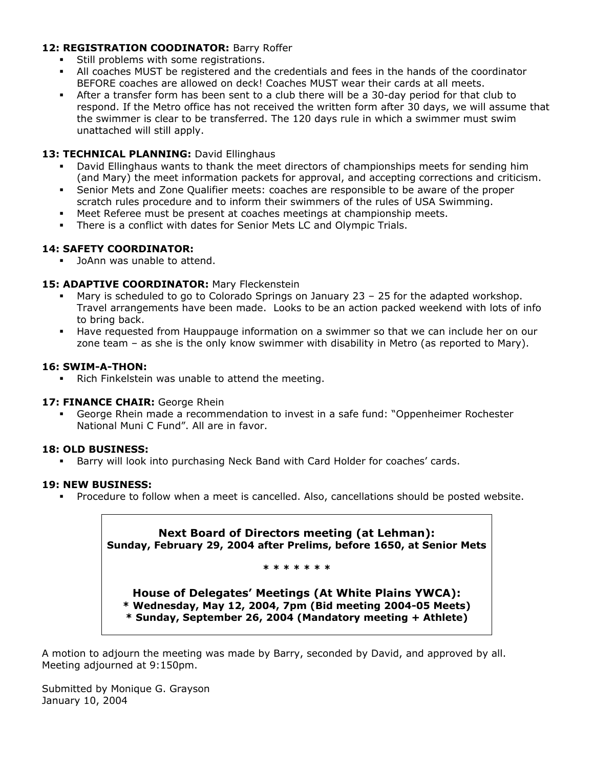**12: REGISTRATION COODINATOR:** Barry Roffer

- Still problems with some registrations.
- All coaches MUST be registered and the credentials and fees in the hands of the coordinator BEFORE coaches are allowed on deck! Coaches MUST wear their cards at all meets.
- After a transfer form has been sent to a club there will be a 30-day period for that club to respond. If the Metro office has not received the written form after 30 days, we will assume that the swimmer is clear to be transferred. The 120 days rule in which a swimmer must swim unattached will still apply.

**13: TECHNICAL PLANNING:** David Ellinghaus

- David Ellinghaus wants to thank the meet directors of championships meets for sending him (and Mary) the meet information packets for approval, and accepting corrections and criticism.
- Senior Mets and Zone Qualifier meets: coaches are responsible to be aware of the proper scratch rules procedure and to inform their swimmers of the rules of USA Swimming.
- Meet Referee must be present at coaches meetings at championship meets.
- There is a conflict with dates for Senior Mets LC and Olympic Trials.

**14: SAFETY COORDINATOR:**

- JoAnn was unable to attend.

**15: ADAPTIVE COORDINATOR:** Mary Fleckenstein

- Mary is scheduled to go to Colorado Springs on January 23 – 25 for the adapted workshop. Travel arrangements have been made. Looks to be an action packed weekend with lots of info to bring back.
- Have requested from Hauppauge information on a swimmer so that we can include her on our zone team – as she is the only know swimmer with disability in Metro (as reported to Mary).

**16: SWIM-A-THON:**

- Rich Finkelstein was unable to attend the meeting.

**17: FINANCE CHAIR:** George Rhein

- George Rhein made a recommendation to invest in a safe fund: "Oppenheimer Rochester National Muni C Fund". All are in favor.

**18: OLD BUSINESS:**

- Barry will look into purchasing Neck Band with Card Holder for coaches' cards.

**19: NEW BUSINESS:**

- Procedure to follow when a meet is cancelled. Also, cancellations should be posted website.

**Next Board of Directors meeting (at Lehman):**
**Sunday, February 29, 2004 after Prelims, before 1650, at Senior Mets**

**\* \* \* \* \* \* \***

**House of Delegates' Meetings (At White Plains YWCA):**
**\* Wednesday, May 12, 2004, 7pm (Bid meeting 2004-05 Meets)**
**\* Sunday, September 26, 2004 (Mandatory meeting + Athlete)**

A motion to adjourn the meeting was made by Barry, seconded by David, and approved by all. Meeting adjourned at 9:150pm.

Submitted by Monique G. Grayson
January 10, 2004